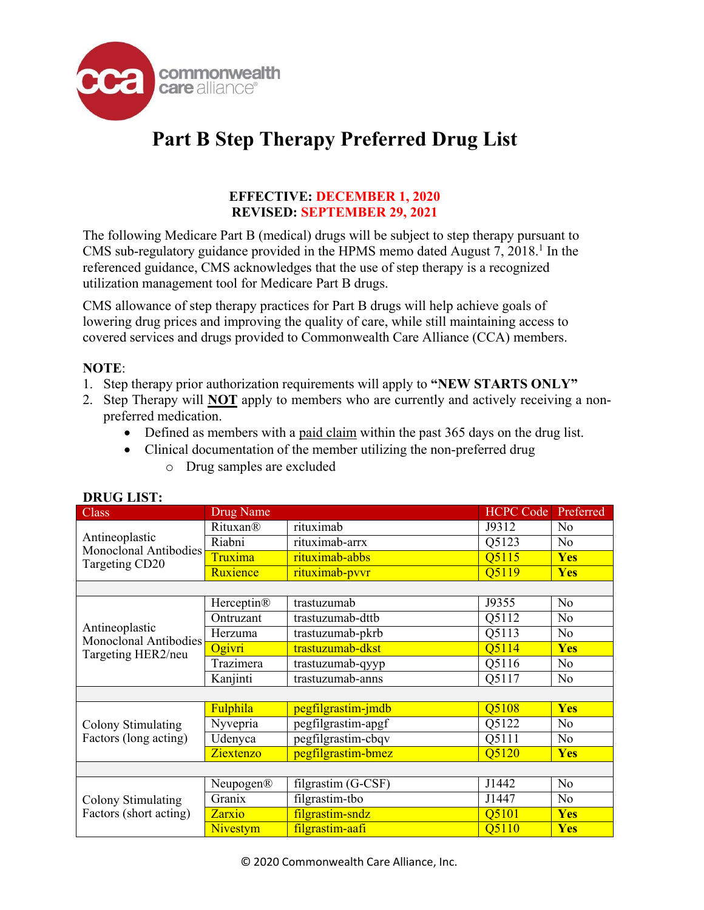# Part B Step Therapy Preferred Drug List

**EFFECTIVE: DECEMBER 1, 2020**
**REVISED: SEPTEMBER 29, 2021**

The following Medicare Part B (medical) drugs will be subject to step therapy pursuant to CMS sub-regulatory guidance provided in the HPMS memo dated August 7, 2018.[1] In the referenced guidance, CMS acknowledges that the use of step therapy is a recognized utilization management tool for Medicare Part B drugs.

CMS allowance of step therapy practices for Part B drugs will help achieve goals of lowering drug prices and improving the quality of care, while still maintaining access to covered services and drugs provided to Commonwealth Care Alliance (CCA) members.

**NOTE**:

1. Step therapy prior authorization requirements will apply to **"NEW STARTS ONLY"**
2. Step Therapy will **NOT** apply to members who are currently and actively receiving a non-preferred medication.
   - Defined as members with a paid claim within the past 365 days on the drug list.
   - Clinical documentation of the member utilizing the non-preferred drug
     - Drug samples are excluded

**DRUG LIST:**

| Class | Drug Name | | HCPC Code | Preferred |
|---|---|---|---|---|
| Antineoplastic Monoclonal Antibodies Targeting CD20 | Rituxan® | rituximab | J9312 | No |
| | Riabni | rituximab-arrx | Q5123 | No |
| | Truxima | rituximab-abbs | Q5115 | **Yes** |
| | Ruxience | rituximab-pvvr | Q5119 | **Yes** |
| | | | | |
| Antineoplastic Monoclonal Antibodies Targeting HER2/neu | Herceptin® | trastuzumab | J9355 | No |
| | Ontruzant | trastuzumab-dttb | Q5112 | No |
| | Herzuma | trastuzumab-pkrb | Q5113 | No |
| | Ogivri | trastuzumab-dkst | Q5114 | **Yes** |
| | Trazimera | trastuzumab-qyyp | Q5116 | No |
| | Kanjinti | trastuzumab-anns | Q5117 | No |
| | | | | |
| Colony Stimulating Factors (long acting) | Fulphila | pegfilgrastim-jmdb | Q5108 | **Yes** |
| | Nyvepria | pegfilgrastim-apgf | Q5122 | No |
| | Udenyca | pegfilgrastim-cbqv | Q5111 | No |
| | Ziextenzo | pegfilgrastim-bmez | Q5120 | **Yes** |
| | | | | |
| Colony Stimulating Factors (short acting) | Neupogen® | filgrastim (G-CSF) | J1442 | No |
| | Granix | filgrastim-tbo | J1447 | No |
| | Zarxio | filgrastim-sndz | Q5101 | **Yes** |
| | Nivestym | filgrastim-aafi | Q5110 | **Yes** |

© 2020 Commonwealth Care Alliance, Inc.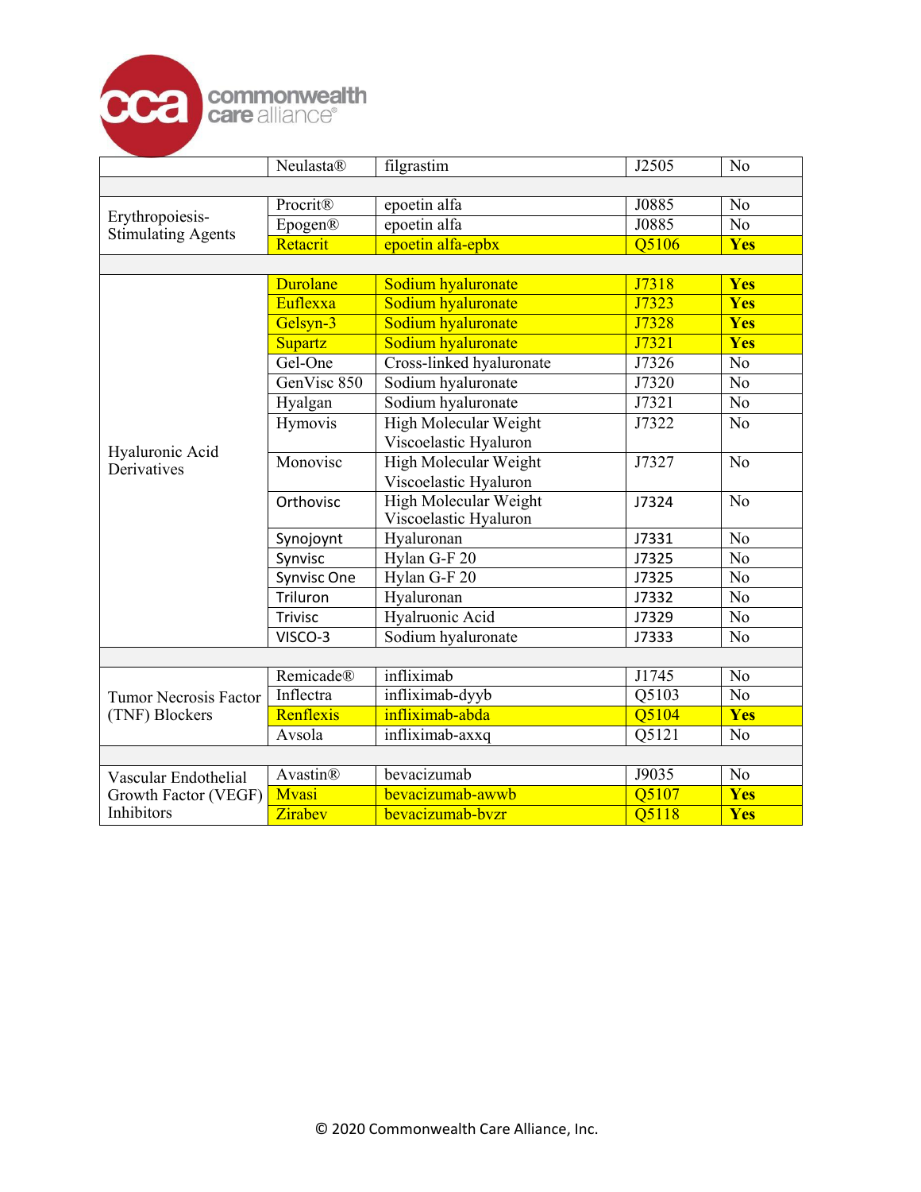| | Neulasta® | filgrastim | J2505 | No |
|---|---|---|---|---|
| | | | | |
| Erythropoiesis-Stimulating Agents | Procrit® | epoetin alfa | J0885 | No |
| | Epogen® | epoetin alfa | J0885 | No |
| | Retacrit | epoetin alfa-epbx | Q5106 | **Yes** |
| | | | | |
| Hyaluronic Acid Derivatives | Durolane | Sodium hyaluronate | J7318 | **Yes** |
| | Euflexxa | Sodium hyaluronate | J7323 | **Yes** |
| | Gelsyn-3 | Sodium hyaluronate | J7328 | **Yes** |
| | Supartz | Sodium hyaluronate | J7321 | **Yes** |
| | Gel-One | Cross-linked hyaluronate | J7326 | No |
| | GenVisc 850 | Sodium hyaluronate | J7320 | No |
| | Hyalgan | Sodium hyaluronate | J7321 | No |
| | Hymovis | High Molecular Weight Viscoelastic Hyaluron | J7322 | No |
| | Monovisc | High Molecular Weight Viscoelastic Hyaluron | J7327 | No |
| | Orthovisc | High Molecular Weight Viscoelastic Hyaluron | J7324 | No |
| | Synojoynt | Hyaluronan | J7331 | No |
| | Synvisc | Hylan G-F 20 | J7325 | No |
| | Synvisc One | Hylan G-F 20 | J7325 | No |
| | Triluron | Hyaluronan | J7332 | No |
| | Trivisc | Hyalruonic Acid | J7329 | No |
| | VISCO-3 | Sodium hyaluronate | J7333 | No |
| | | | | |
| Tumor Necrosis Factor (TNF) Blockers | Remicade® | infliximab | J1745 | No |
| | Inflectra | infliximab-dyyb | Q5103 | No |
| | Renflexis | infliximab-abda | Q5104 | **Yes** |
| | Avsola | infliximab-axxq | Q5121 | No |
| | | | | |
| Vascular Endothelial Growth Factor (VEGF) Inhibitors | Avastin® | bevacizumab | J9035 | No |
| | Mvasi | bevacizumab-awwb | Q5107 | **Yes** |
| | Zirabev | bevacizumab-bvzr | Q5118 | **Yes** |

© 2020 Commonwealth Care Alliance, Inc.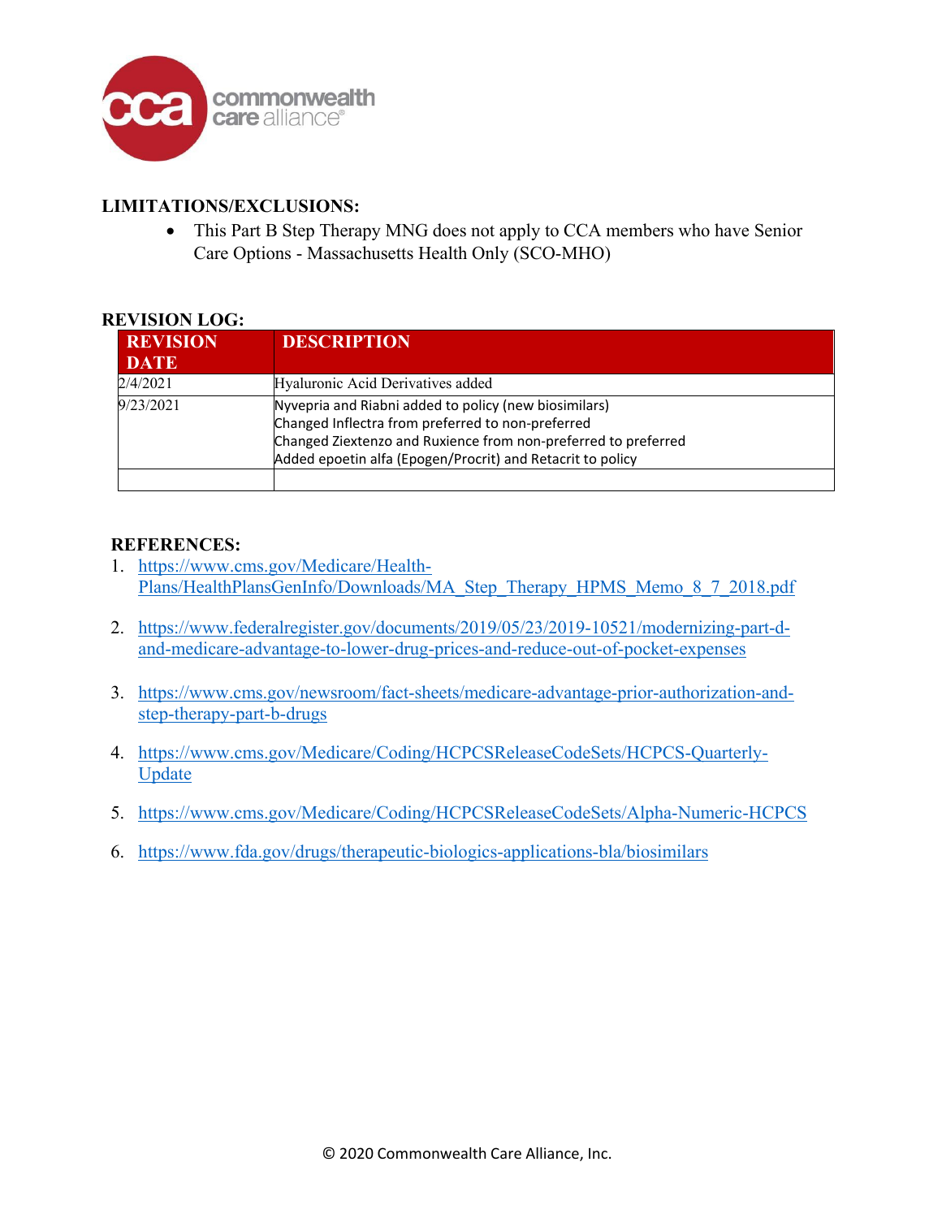## LIMITATIONS/EXCLUSIONS:

- This Part B Step Therapy MNG does not apply to CCA members who have Senior Care Options - Massachusetts Health Only (SCO-MHO)

## REVISION LOG:

| REVISION DATE | DESCRIPTION |
|---|---|
| 2/4/2021 | Hyaluronic Acid Derivatives added |
| 9/23/2021 | Nyvepria and Riabni added to policy (new biosimilars)<br>Changed Inflectra from preferred to non-preferred<br>Changed Ziextenzo and Ruxience from non-preferred to preferred<br>Added epoetin alfa (Epogen/Procrit) and Retacrit to policy |
| | |

## REFERENCES:

1. https://www.cms.gov/Medicare/Health-Plans/HealthPlansGenInfo/Downloads/MA_Step_Therapy_HPMS_Memo_8_7_2018.pdf
2. https://www.federalregister.gov/documents/2019/05/23/2019-10521/modernizing-part-d-and-medicare-advantage-to-lower-drug-prices-and-reduce-out-of-pocket-expenses
3. https://www.cms.gov/newsroom/fact-sheets/medicare-advantage-prior-authorization-and-step-therapy-part-b-drugs
4. https://www.cms.gov/Medicare/Coding/HCPCSReleaseCodeSets/HCPCS-Quarterly-Update
5. https://www.cms.gov/Medicare/Coding/HCPCSReleaseCodeSets/Alpha-Numeric-HCPCS
6. https://www.fda.gov/drugs/therapeutic-biologics-applications-bla/biosimilars

© 2020 Commonwealth Care Alliance, Inc.